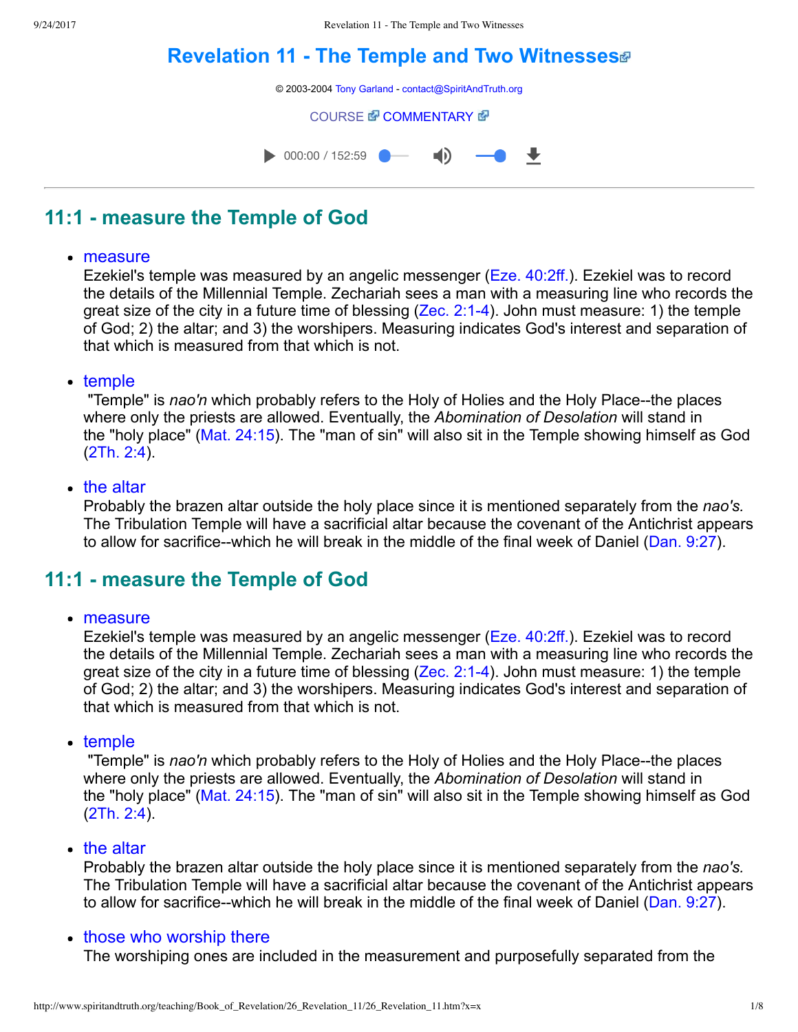# Revelation 11 - The Temple and Two Witnesses

© 2003-2004 Tony Garland - contact@SpiritAndTruth.org

COURSE COMMENTARY

000:00 / 152:59

## 11:1 - measure the Temple of God

- measure
  Ezekiel's temple was measured by an angelic messenger (Eze. 40:2ff.). Ezekiel was to record the details of the Millennial Temple. Zechariah sees a man with a measuring line who records the great size of the city in a future time of blessing (Zec. 2:1-4). John must measure: 1) the temple of God; 2) the altar; and 3) the worshipers. Measuring indicates God's interest and separation of that which is measured from that which is not.

- temple
  "Temple" is *nao'n* which probably refers to the Holy of Holies and the Holy Place--the places where only the priests are allowed. Eventually, the *Abomination of Desolation* will stand in the "holy place" (Mat. 24:15). The "man of sin" will also sit in the Temple showing himself as God (2Th. 2:4).

- the altar
  Probably the brazen altar outside the holy place since it is mentioned separately from the *nao's.* The Tribulation Temple will have a sacrificial altar because the covenant of the Antichrist appears to allow for sacrifice--which he will break in the middle of the final week of Daniel (Dan. 9:27).

## 11:1 - measure the Temple of God

- measure
  Ezekiel's temple was measured by an angelic messenger (Eze. 40:2ff.). Ezekiel was to record the details of the Millennial Temple. Zechariah sees a man with a measuring line who records the great size of the city in a future time of blessing (Zec. 2:1-4). John must measure: 1) the temple of God; 2) the altar; and 3) the worshipers. Measuring indicates God's interest and separation of that which is measured from that which is not.

- temple
  "Temple" is *nao'n* which probably refers to the Holy of Holies and the Holy Place--the places where only the priests are allowed. Eventually, the *Abomination of Desolation* will stand in the "holy place" (Mat. 24:15). The "man of sin" will also sit in the Temple showing himself as God (2Th. 2:4).

- the altar
  Probably the brazen altar outside the holy place since it is mentioned separately from the *nao's.* The Tribulation Temple will have a sacrificial altar because the covenant of the Antichrist appears to allow for sacrifice--which he will break in the middle of the final week of Daniel (Dan. 9:27).

- those who worship there
  The worshiping ones are included in the measurement and purposefully separated from the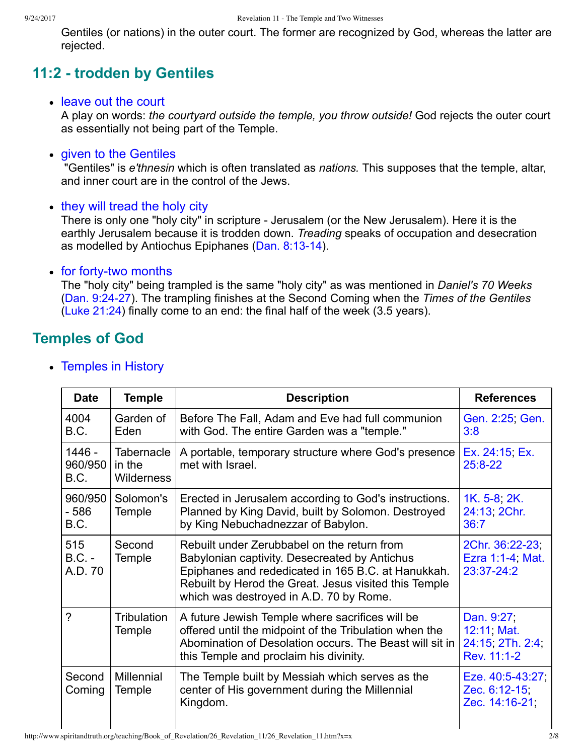Gentiles (or nations) in the outer court. The former are recognized by God, whereas the latter are rejected.

## 11:2 - trodden by Gentiles

- leave out the court
  A play on words: *the courtyard outside the temple, you throw outside!* God rejects the outer court as essentially not being part of the Temple.

- given to the Gentiles
  "Gentiles" is *e'thnesin* which is often translated as *nations.* This supposes that the temple, altar, and inner court are in the control of the Jews.

- they will tread the holy city
  There is only one "holy city" in scripture - Jerusalem (or the New Jerusalem). Here it is the earthly Jerusalem because it is trodden down. *Treading* speaks of occupation and desecration as modelled by Antiochus Epiphanes (Dan. 8:13-14).

- for forty-two months
  The "holy city" being trampled is the same "holy city" as was mentioned in *Daniel's 70 Weeks* (Dan. 9:24-27). The trampling finishes at the Second Coming when the *Times of the Gentiles* (Luke 21:24) finally come to an end: the final half of the week (3.5 years).

## Temples of God

- Temples in History

| Date | Temple | Description | References |
|---|---|---|---|
| 4004 B.C. | Garden of Eden | Before The Fall, Adam and Eve had full communion with God. The entire Garden was a "temple." | Gen. 2:25; Gen. 3:8 |
| 1446 - 960/950 B.C. | Tabernacle in the Wilderness | A portable, temporary structure where God's presence met with Israel. | Ex. 24:15; Ex. 25:8-22 |
| 960/950 - 586 B.C. | Solomon's Temple | Erected in Jerusalem according to God's instructions. Planned by King David, built by Solomon. Destroyed by King Nebuchadnezzar of Babylon. | 1K. 5-8; 2K. 24:13; 2Chr. 36:7 |
| 515 B.C. - A.D. 70 | Second Temple | Rebuilt under Zerubbabel on the return from Babylonian captivity. Desecreated by Antichus Epiphanes and rededicated in 165 B.C. at Hanukkah. Rebuilt by Herod the Great. Jesus visited this Temple which was destroyed in A.D. 70 by Rome. | 2Chr. 36:22-23; Ezra 1:1-4; Mat. 23:37-24:2 |
| ? | Tribulation Temple | A future Jewish Temple where sacrifices will be offered until the midpoint of the Tribulation when the Abomination of Desolation occurs. The Beast will sit in this Temple and proclaim his divinity. | Dan. 9:27; 12:11; Mat. 24:15; 2Th. 2:4; Rev. 11:1-2 |
| Second Coming | Millennial Temple | The Temple built by Messiah which serves as the center of His government during the Millennial Kingdom. | Eze. 40:5-43:27; Zec. 6:12-15; Zec. 14:16-21; |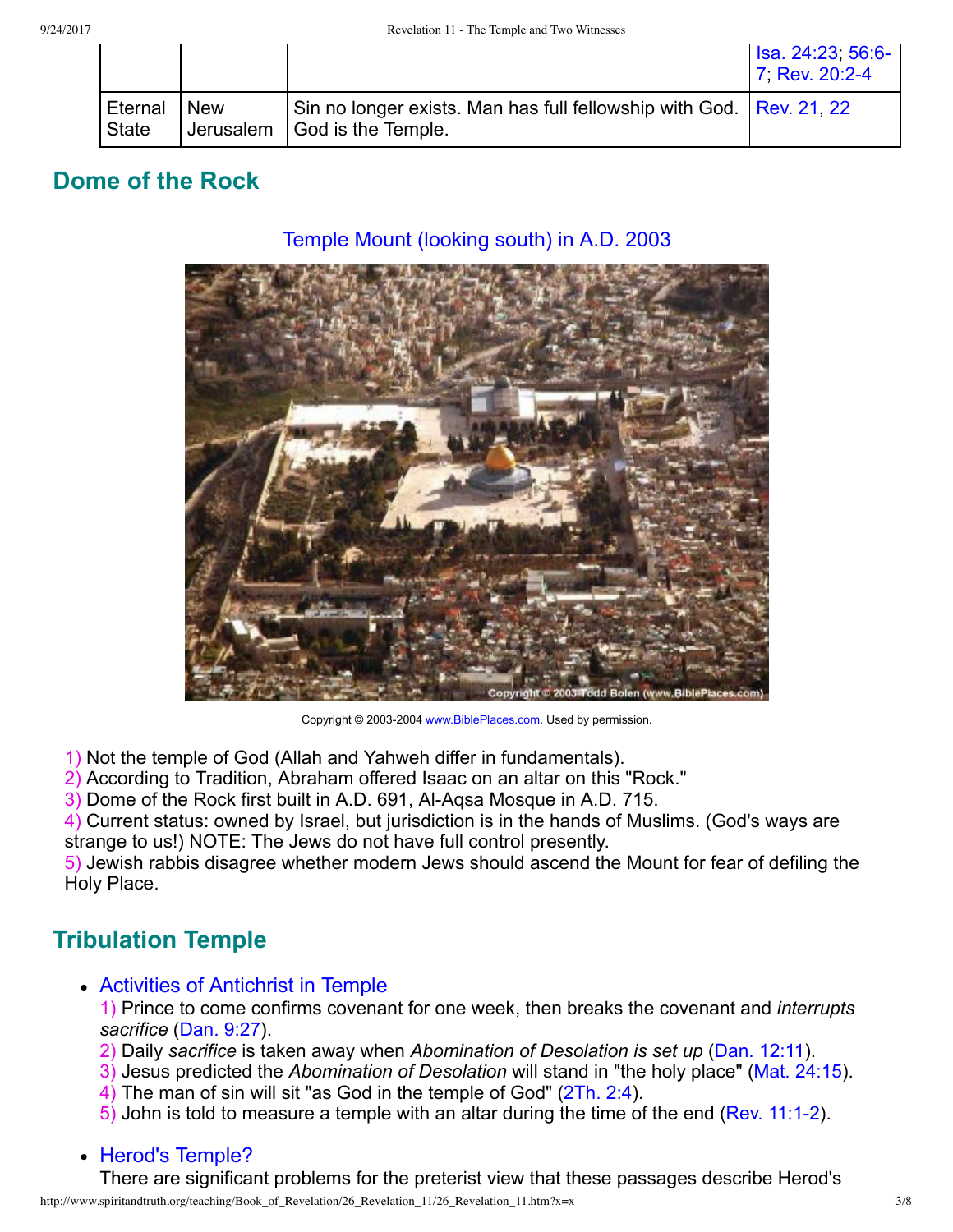| | | | Isa. 24:23; 56:6-7; Rev. 20:2-4 |
|---|---|---|---|
| Eternal State | New Jerusalem | Sin no longer exists. Man has full fellowship with God. God is the Temple. | Rev. 21, 22 |

## Dome of the Rock

Temple Mount (looking south) in A.D. 2003

Copyright © 2003-2004 www.BiblePlaces.com. Used by permission.

1) Not the temple of God (Allah and Yahweh differ in fundamentals).
2) According to Tradition, Abraham offered Isaac on an altar on this "Rock."
3) Dome of the Rock first built in A.D. 691, Al-Aqsa Mosque in A.D. 715.
4) Current status: owned by Israel, but jurisdiction is in the hands of Muslims. (God's ways are strange to us!) NOTE: The Jews do not have full control presently.
5) Jewish rabbis disagree whether modern Jews should ascend the Mount for fear of defiling the Holy Place.

## Tribulation Temple

- Activities of Antichrist in Temple
  1) Prince to come confirms covenant for one week, then breaks the covenant and *interrupts sacrifice* (Dan. 9:27).
  2) Daily *sacrifice* is taken away when *Abomination of Desolation is set up* (Dan. 12:11).
  3) Jesus predicted the *Abomination of Desolation* will stand in "the holy place" (Mat. 24:15).
  4) The man of sin will sit "as God in the temple of God" (2Th. 2:4).
  5) John is told to measure a temple with an altar during the time of the end (Rev. 11:1-2).

- Herod's Temple?
  There are significant problems for the preterist view that these passages describe Herod's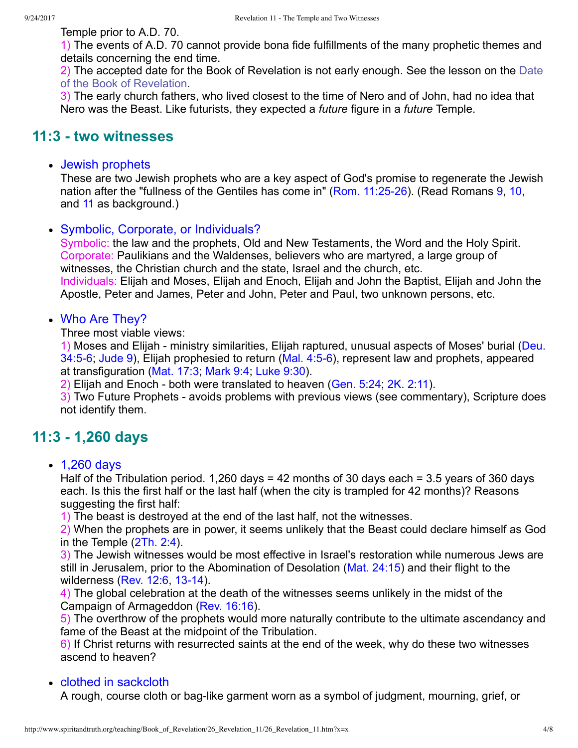Temple prior to A.D. 70.

1) The events of A.D. 70 cannot provide bona fide fulfillments of the many prophetic themes and details concerning the end time.

2) The accepted date for the Book of Revelation is not early enough. See the lesson on the Date of the Book of Revelation.

3) The early church fathers, who lived closest to the time of Nero and of John, had no idea that Nero was the Beast. Like futurists, they expected a *future* figure in a *future* Temple.

## 11:3 - two witnesses

- **Jewish prophets**
  These are two Jewish prophets who are a key aspect of God's promise to regenerate the Jewish nation after the "fullness of the Gentiles has come in" (Rom. 11:25-26). (Read Romans 9, 10, and 11 as background.)

- **Symbolic, Corporate, or Individuals?**
  Symbolic: the law and the prophets, Old and New Testaments, the Word and the Holy Spirit.
  Corporate: Paulikians and the Waldenses, believers who are martyred, a large group of witnesses, the Christian church and the state, Israel and the church, etc.
  Individuals: Elijah and Moses, Elijah and Enoch, Elijah and John the Baptist, Elijah and John the Apostle, Peter and James, Peter and John, Peter and Paul, two unknown persons, etc.

- **Who Are They?**
  Three most viable views:
  1) Moses and Elijah - ministry similarities, Elijah raptured, unusual aspects of Moses' burial (Deu. 34:5-6; Jude 9), Elijah prophesied to return (Mal. 4:5-6), represent law and prophets, appeared at transfiguration (Mat. 17:3; Mark 9:4; Luke 9:30).
  2) Elijah and Enoch - both were translated to heaven (Gen. 5:24; 2K. 2:11).
  3) Two Future Prophets - avoids problems with previous views (see commentary), Scripture does not identify them.

## 11:3 - 1,260 days

- **1,260 days**
  Half of the Tribulation period. 1,260 days = 42 months of 30 days each = 3.5 years of 360 days each. Is this the first half or the last half (when the city is trampled for 42 months)? Reasons suggesting the first half:
  1) The beast is destroyed at the end of the last half, not the witnesses.
  2) When the prophets are in power, it seems unlikely that the Beast could declare himself as God in the Temple (2Th. 2:4).
  3) The Jewish witnesses would be most effective in Israel's restoration while numerous Jews are still in Jerusalem, prior to the Abomination of Desolation (Mat. 24:15) and their flight to the wilderness (Rev. 12:6, 13-14).
  4) The global celebration at the death of the witnesses seems unlikely in the midst of the Campaign of Armageddon (Rev. 16:16).
  5) The overthrow of the prophets would more naturally contribute to the ultimate ascendancy and fame of the Beast at the midpoint of the Tribulation.
  6) If Christ returns with resurrected saints at the end of the week, why do these two witnesses ascend to heaven?

- **clothed in sackcloth**
  A rough, course cloth or bag-like garment worn as a symbol of judgment, mourning, grief, or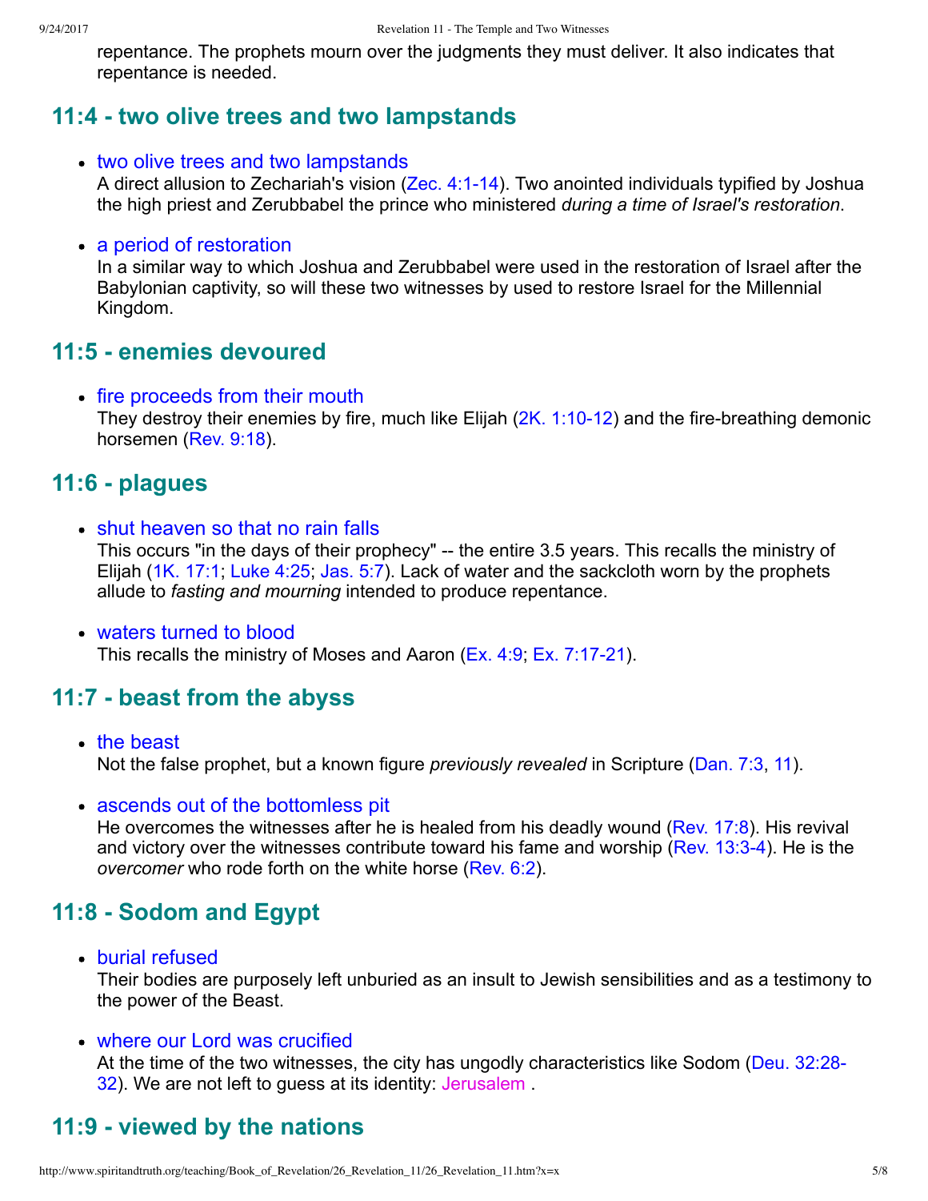repentance. The prophets mourn over the judgments they must deliver. It also indicates that repentance is needed.

## 11:4 - two olive trees and two lampstands

- two olive trees and two lampstands
  A direct allusion to Zechariah's vision (Zec. 4:1-14). Two anointed individuals typified by Joshua the high priest and Zerubbabel the prince who ministered *during a time of Israel's restoration*.

- a period of restoration
  In a similar way to which Joshua and Zerubbabel were used in the restoration of Israel after the Babylonian captivity, so will these two witnesses by used to restore Israel for the Millennial Kingdom.

## 11:5 - enemies devoured

- fire proceeds from their mouth
  They destroy their enemies by fire, much like Elijah (2K. 1:10-12) and the fire-breathing demonic horsemen (Rev. 9:18).

## 11:6 - plagues

- shut heaven so that no rain falls
  This occurs "in the days of their prophecy" -- the entire 3.5 years. This recalls the ministry of Elijah (1K. 17:1; Luke 4:25; Jas. 5:7). Lack of water and the sackcloth worn by the prophets allude to *fasting and mourning* intended to produce repentance.

- waters turned to blood
  This recalls the ministry of Moses and Aaron (Ex. 4:9; Ex. 7:17-21).

## 11:7 - beast from the abyss

- the beast
  Not the false prophet, but a known figure *previously revealed* in Scripture (Dan. 7:3, 11).

- ascends out of the bottomless pit
  He overcomes the witnesses after he is healed from his deadly wound (Rev. 17:8). His revival and victory over the witnesses contribute toward his fame and worship (Rev. 13:3-4). He is the *overcomer* who rode forth on the white horse (Rev. 6:2).

## 11:8 - Sodom and Egypt

- burial refused
  Their bodies are purposely left unburied as an insult to Jewish sensibilities and as a testimony to the power of the Beast.

- where our Lord was crucified
  At the time of the two witnesses, the city has ungodly characteristics like Sodom (Deu. 32:28-32). We are not left to guess at its identity: Jerusalem .

## 11:9 - viewed by the nations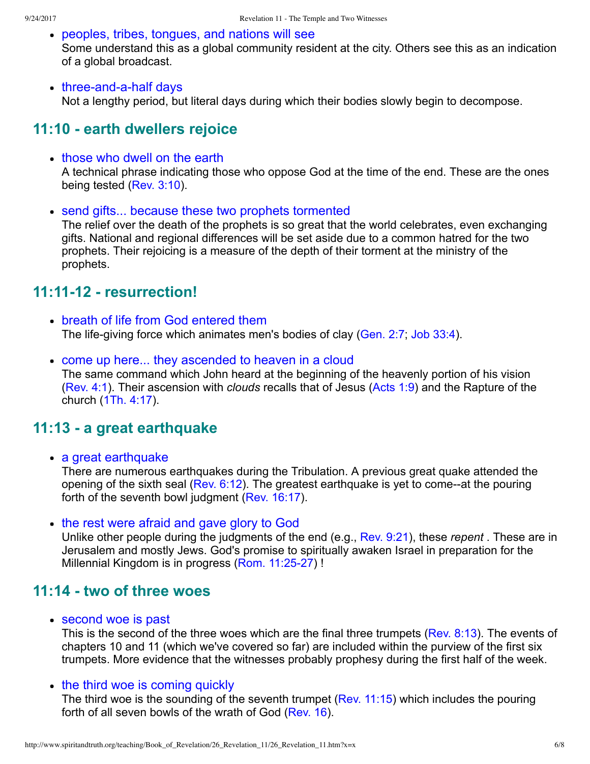- peoples, tribes, tongues, and nations will see
  Some understand this as a global community resident at the city. Others see this as an indication of a global broadcast.

- three-and-a-half days
  Not a lengthy period, but literal days during which their bodies slowly begin to decompose.

## 11:10 - earth dwellers rejoice

- those who dwell on the earth
  A technical phrase indicating those who oppose God at the time of the end. These are the ones being tested (Rev. 3:10).

- send gifts... because these two prophets tormented
  The relief over the death of the prophets is so great that the world celebrates, even exchanging gifts. National and regional differences will be set aside due to a common hatred for the two prophets. Their rejoicing is a measure of the depth of their torment at the ministry of the prophets.

## 11:11-12 - resurrection!

- breath of life from God entered them
  The life-giving force which animates men's bodies of clay (Gen. 2:7; Job 33:4).

- come up here... they ascended to heaven in a cloud
  The same command which John heard at the beginning of the heavenly portion of his vision (Rev. 4:1). Their ascension with *clouds* recalls that of Jesus (Acts 1:9) and the Rapture of the church (1Th. 4:17).

## 11:13 - a great earthquake

- a great earthquake
  There are numerous earthquakes during the Tribulation. A previous great quake attended the opening of the sixth seal (Rev. 6:12). The greatest earthquake is yet to come--at the pouring forth of the seventh bowl judgment (Rev. 16:17).

- the rest were afraid and gave glory to God
  Unlike other people during the judgments of the end (e.g., Rev. 9:21), these *repent* . These are in Jerusalem and mostly Jews. God's promise to spiritually awaken Israel in preparation for the Millennial Kingdom is in progress (Rom. 11:25-27) !

## 11:14 - two of three woes

- second woe is past
  This is the second of the three woes which are the final three trumpets (Rev. 8:13). The events of chapters 10 and 11 (which we've covered so far) are included within the purview of the first six trumpets. More evidence that the witnesses probably prophesy during the first half of the week.

- the third woe is coming quickly
  The third woe is the sounding of the seventh trumpet (Rev. 11:15) which includes the pouring forth of all seven bowls of the wrath of God (Rev. 16).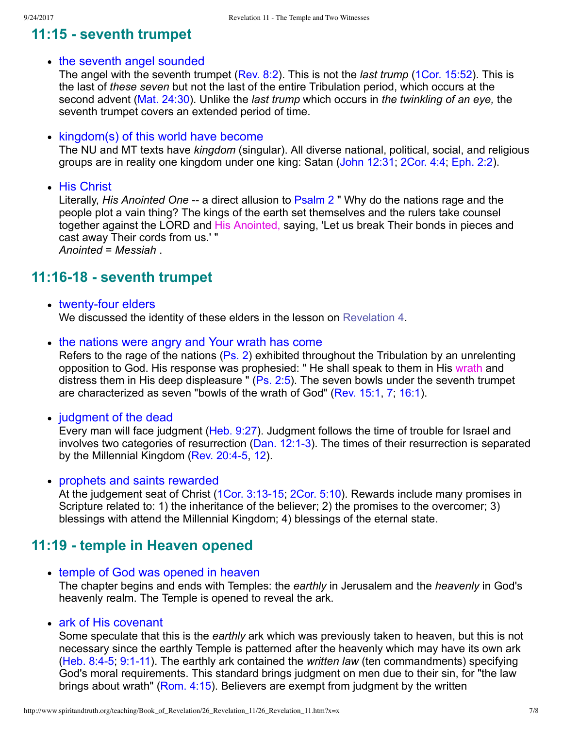## 11:15 - seventh trumpet

- the seventh angel sounded
  The angel with the seventh trumpet (Rev. 8:2). This is not the *last trump* (1Cor. 15:52). This is the last of *these seven* but not the last of the entire Tribulation period, which occurs at the second advent (Mat. 24:30). Unlike the *last trump* which occurs in *the twinkling of an eye,* the seventh trumpet covers an extended period of time.

- kingdom(s) of this world have become
  The NU and MT texts have *kingdom* (singular). All diverse national, political, social, and religious groups are in reality one kingdom under one king: Satan (John 12:31; 2Cor. 4:4; Eph. 2:2).

- His Christ
  Literally, *His Anointed One* -- a direct allusion to Psalm 2 " Why do the nations rage and the people plot a vain thing? The kings of the earth set themselves and the rulers take counsel together against the LORD and His Anointed, saying, 'Let us break Their bonds in pieces and cast away Their cords from us.' "
  *Anointed = Messiah* .

## 11:16-18 - seventh trumpet

- twenty-four elders
  We discussed the identity of these elders in the lesson on Revelation 4.

- the nations were angry and Your wrath has come
  Refers to the rage of the nations (Ps. 2) exhibited throughout the Tribulation by an unrelenting opposition to God. His response was prophesied: " He shall speak to them in His wrath and distress them in His deep displeasure " (Ps. 2:5). The seven bowls under the seventh trumpet are characterized as seven "bowls of the wrath of God" (Rev. 15:1, 7; 16:1).

- judgment of the dead
  Every man will face judgment (Heb. 9:27). Judgment follows the time of trouble for Israel and involves two categories of resurrection (Dan. 12:1-3). The times of their resurrection is separated by the Millennial Kingdom (Rev. 20:4-5, 12).

- prophets and saints rewarded
  At the judgement seat of Christ (1Cor. 3:13-15; 2Cor. 5:10). Rewards include many promises in Scripture related to: 1) the inheritance of the believer; 2) the promises to the overcomer; 3) blessings with attend the Millennial Kingdom; 4) blessings of the eternal state.

## 11:19 - temple in Heaven opened

- temple of God was opened in heaven
  The chapter begins and ends with Temples: the *earthly* in Jerusalem and the *heavenly* in God's heavenly realm. The Temple is opened to reveal the ark.

- ark of His covenant
  Some speculate that this is the *earthly* ark which was previously taken to heaven, but this is not necessary since the earthly Temple is patterned after the heavenly which may have its own ark (Heb. 8:4-5; 9:1-11). The earthly ark contained the *written law* (ten commandments) specifying God's moral requirements. This standard brings judgment on men due to their sin, for "the law brings about wrath" (Rom. 4:15). Believers are exempt from judgment by the written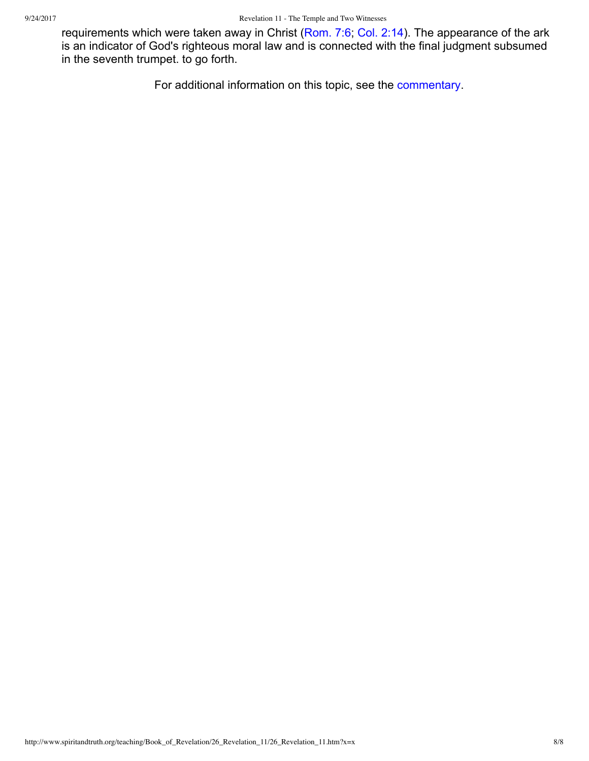requirements which were taken away in Christ (Rom. 7:6; Col. 2:14). The appearance of the ark is an indicator of God's righteous moral law and is connected with the final judgment subsumed in the seventh trumpet. to go forth.

For additional information on this topic, see the commentary.